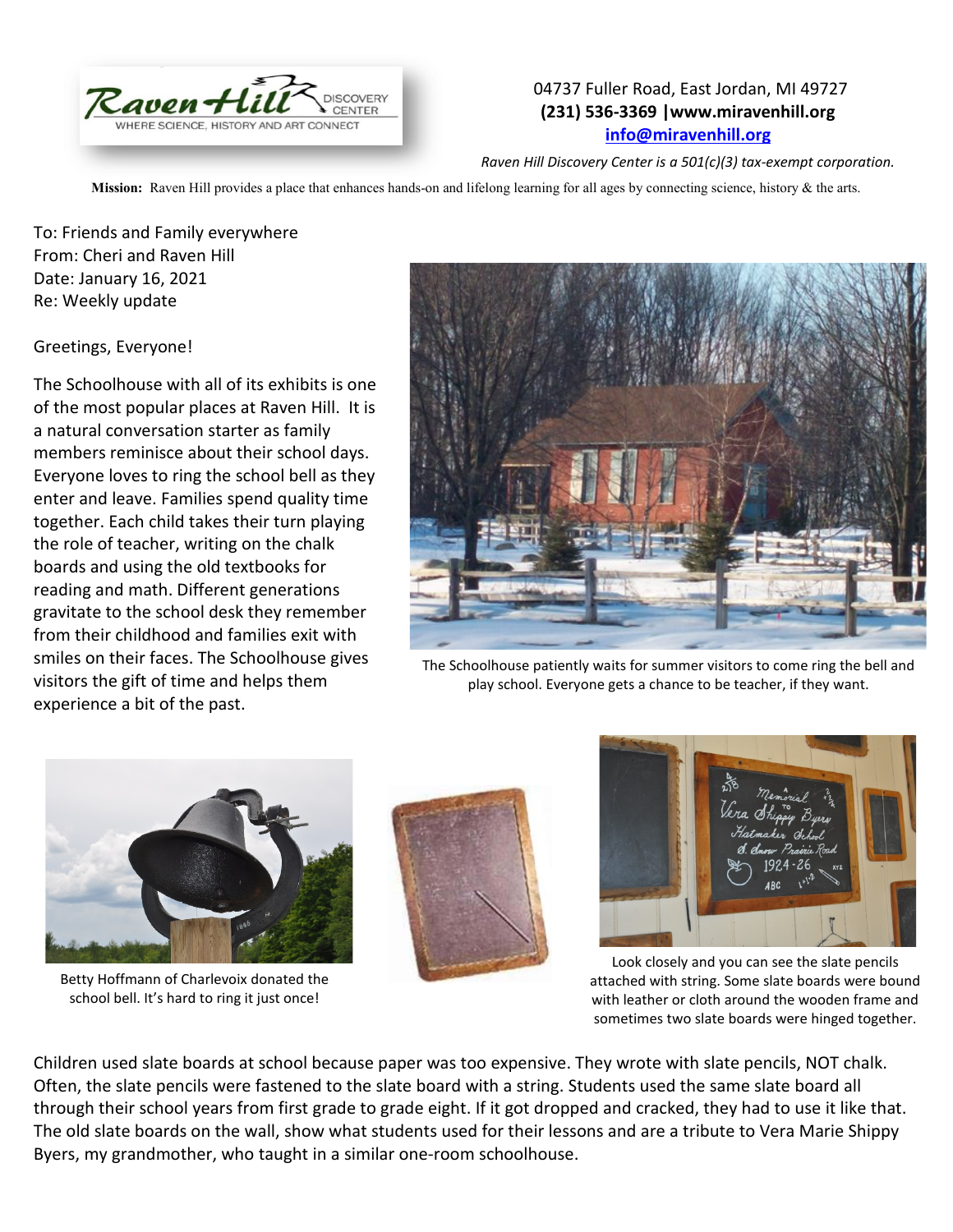Raven Hill DISCOVERY CENTER
WHERE SCIENCE, HISTORY AND ART CONNECT

04737 Fuller Road, East Jordan, MI 49727
**(231) 536-3369 |www.miravenhill.org**
**info@miravenhill.org**

*Raven Hill Discovery Center is a 501(c)(3) tax-exempt corporation.*

**Mission:** Raven Hill provides a place that enhances hands-on and lifelong learning for all ages by connecting science, history & the arts.

To: Friends and Family everywhere
From: Cheri and Raven Hill
Date: January 16, 2021
Re: Weekly update

Greetings, Everyone!

The Schoolhouse with all of its exhibits is one of the most popular places at Raven Hill. It is a natural conversation starter as family members reminisce about their school days. Everyone loves to ring the school bell as they enter and leave. Families spend quality time together. Each child takes their turn playing the role of teacher, writing on the chalk boards and using the old textbooks for reading and math. Different generations gravitate to the school desk they remember from their childhood and families exit with smiles on their faces. The Schoolhouse gives visitors the gift of time and helps them experience a bit of the past.

The Schoolhouse patiently waits for summer visitors to come ring the bell and play school. Everyone gets a chance to be teacher, if they want.

Betty Hoffmann of Charlevoix donated the school bell. It's hard to ring it just once!

Look closely and you can see the slate pencils attached with string. Some slate boards were bound with leather or cloth around the wooden frame and sometimes two slate boards were hinged together.

Children used slate boards at school because paper was too expensive. They wrote with slate pencils, NOT chalk. Often, the slate pencils were fastened to the slate board with a string. Students used the same slate board all through their school years from first grade to grade eight. If it got dropped and cracked, they had to use it like that. The old slate boards on the wall, show what students used for their lessons and are a tribute to Vera Marie Shippy Byers, my grandmother, who taught in a similar one-room schoolhouse.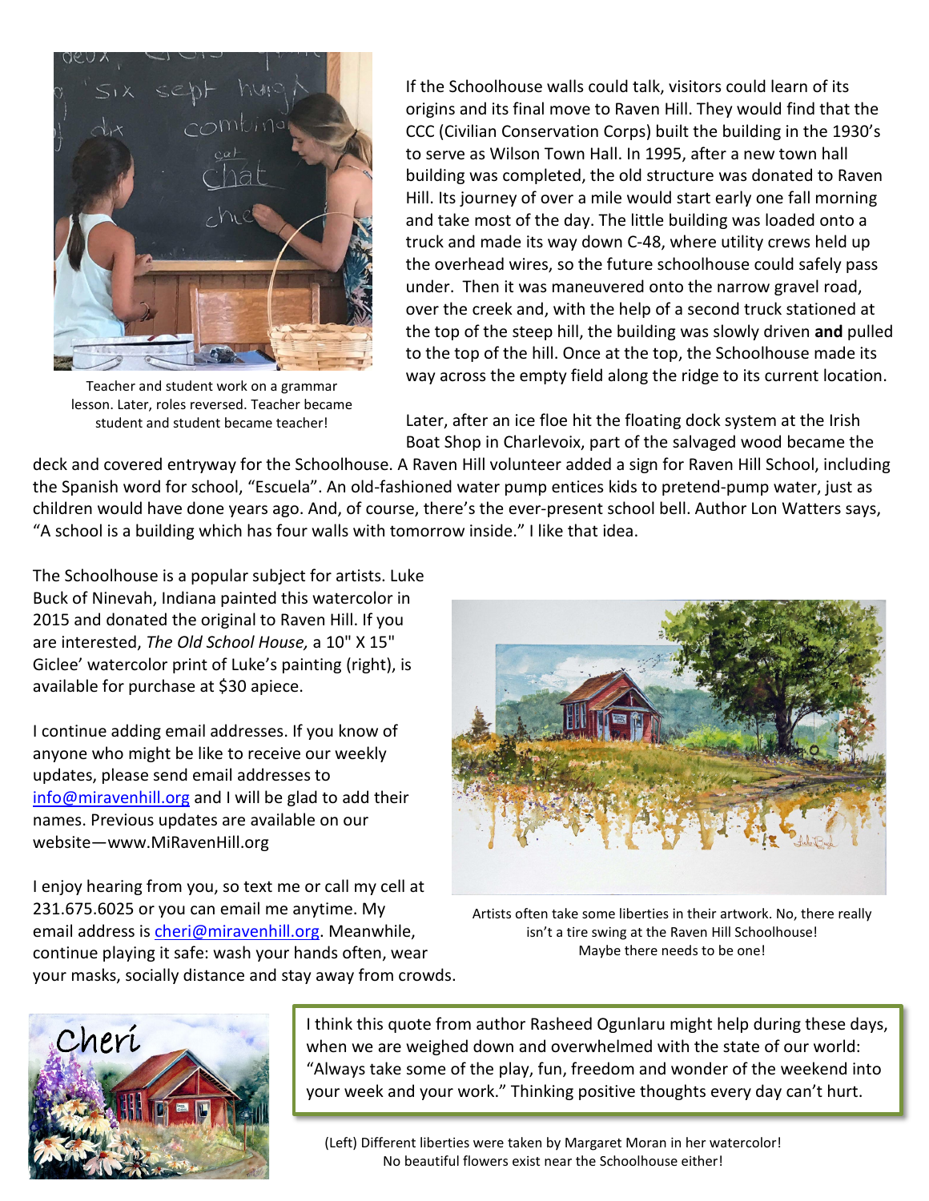Teacher and student work on a grammar lesson. Later, roles reversed. Teacher became student and student became teacher!

If the Schoolhouse walls could talk, visitors could learn of its origins and its final move to Raven Hill. They would find that the CCC (Civilian Conservation Corps) built the building in the 1930's to serve as Wilson Town Hall. In 1995, after a new town hall building was completed, the old structure was donated to Raven Hill. Its journey of over a mile would start early one fall morning and take most of the day. The little building was loaded onto a truck and made its way down C-48, where utility crews held up the overhead wires, so the future schoolhouse could safely pass under. Then it was maneuvered onto the narrow gravel road, over the creek and, with the help of a second truck stationed at the top of the steep hill, the building was slowly driven **and** pulled to the top of the hill. Once at the top, the Schoolhouse made its way across the empty field along the ridge to its current location.

Later, after an ice floe hit the floating dock system at the Irish Boat Shop in Charlevoix, part of the salvaged wood became the deck and covered entryway for the Schoolhouse. A Raven Hill volunteer added a sign for Raven Hill School, including the Spanish word for school, "Escuela". An old-fashioned water pump entices kids to pretend-pump water, just as children would have done years ago. And, of course, there's the ever-present school bell. Author Lon Watters says, "A school is a building which has four walls with tomorrow inside." I like that idea.

The Schoolhouse is a popular subject for artists. Luke Buck of Ninevah, Indiana painted this watercolor in 2015 and donated the original to Raven Hill. If you are interested, *The Old School House,* a 10" X 15" Giclee' watercolor print of Luke's painting (right), is available for purchase at $30 apiece.

Artists often take some liberties in their artwork. No, there really isn't a tire swing at the Raven Hill Schoolhouse! Maybe there needs to be one!

I continue adding email addresses. If you know of anyone who might be like to receive our weekly updates, please send email addresses to info@miravenhill.org and I will be glad to add their names. Previous updates are available on our website—www.MiRavenHill.org

I enjoy hearing from you, so text me or call my cell at 231.675.6025 or you can email me anytime. My email address is cheri@miravenhill.org. Meanwhile, continue playing it safe: wash your hands often, wear your masks, socially distance and stay away from crowds.

Cheri

I think this quote from author Rasheed Ogunlaru might help during these days, when we are weighed down and overwhelmed with the state of our world: "Always take some of the play, fun, freedom and wonder of the weekend into your week and your work." Thinking positive thoughts every day can't hurt.

(Left) Different liberties were taken by Margaret Moran in her watercolor! No beautiful flowers exist near the Schoolhouse either!